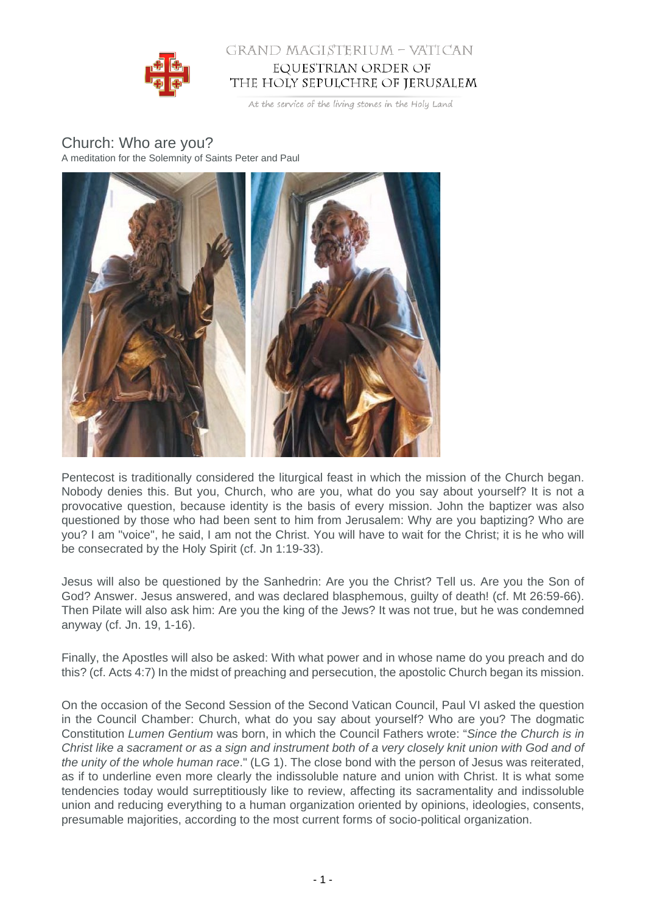GRAND MAGISTERIUM – VATICAN

EQUESTRIAN ORDER OF THE HOLY SEPULCHRE OF JERUSALEM

At the service of the living stones in the Holy Land

# Church: Who are you?

A meditation for the Solemnity of Saints Peter and Paul

Pentecost is traditionally considered the liturgical feast in which the mission of the Church began. Nobody denies this. But you, Church, who are you, what do you say about yourself? It is not a provocative question, because identity is the basis of every mission. John the baptizer was also questioned by those who had been sent to him from Jerusalem: Why are you baptizing? Who are you? I am "voice", he said, I am not the Christ. You will have to wait for the Christ; it is he who will be consecrated by the Holy Spirit (cf. Jn 1:19-33).

Jesus will also be questioned by the Sanhedrin: Are you the Christ? Tell us. Are you the Son of God? Answer. Jesus answered, and was declared blasphemous, guilty of death! (cf. Mt 26:59-66). Then Pilate will also ask him: Are you the king of the Jews? It was not true, but he was condemned anyway (cf. Jn. 19, 1-16).

Finally, the Apostles will also be asked: With what power and in whose name do you preach and do this? (cf. Acts 4:7) In the midst of preaching and persecution, the apostolic Church began its mission.

On the occasion of the Second Session of the Second Vatican Council, Paul VI asked the question in the Council Chamber: Church, what do you say about yourself? Who are you? The dogmatic Constitution *Lumen Gentium* was born, in which the Council Fathers wrote: "*Since the Church is in Christ like a sacrament or as a sign and instrument both of a very closely knit union with God and of the unity of the whole human race*." (LG 1). The close bond with the person of Jesus was reiterated, as if to underline even more clearly the indissoluble nature and union with Christ. It is what some tendencies today would surreptitiously like to review, affecting its sacramentality and indissoluble union and reducing everything to a human organization oriented by opinions, ideologies, consents, presumable majorities, according to the most current forms of socio-political organization.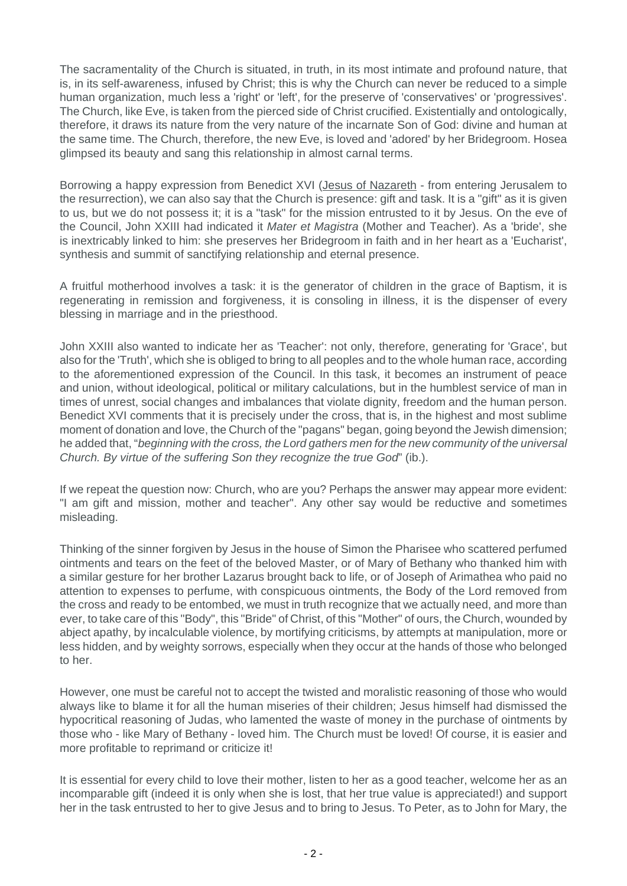The sacramentality of the Church is situated, in truth, in its most intimate and profound nature, that is, in its self-awareness, infused by Christ; this is why the Church can never be reduced to a simple human organization, much less a 'right' or 'left', for the preserve of 'conservatives' or 'progressives'. The Church, like Eve, is taken from the pierced side of Christ crucified. Existentially and ontologically, therefore, it draws its nature from the very nature of the incarnate Son of God: divine and human at the same time. The Church, therefore, the new Eve, is loved and 'adored' by her Bridegroom. Hosea glimpsed its beauty and sang this relationship in almost carnal terms.

Borrowing a happy expression from Benedict XVI (Jesus of Nazareth - from entering Jerusalem to the resurrection), we can also say that the Church is presence: gift and task. It is a "gift" as it is given to us, but we do not possess it; it is a "task" for the mission entrusted to it by Jesus. On the eve of the Council, John XXIII had indicated it *Mater et Magistra* (Mother and Teacher). As a 'bride', she is inextricably linked to him: she preserves her Bridegroom in faith and in her heart as a 'Eucharist', synthesis and summit of sanctifying relationship and eternal presence.

A fruitful motherhood involves a task: it is the generator of children in the grace of Baptism, it is regenerating in remission and forgiveness, it is consoling in illness, it is the dispenser of every blessing in marriage and in the priesthood.

John XXIII also wanted to indicate her as 'Teacher': not only, therefore, generating for 'Grace', but also for the 'Truth', which she is obliged to bring to all peoples and to the whole human race, according to the aforementioned expression of the Council. In this task, it becomes an instrument of peace and union, without ideological, political or military calculations, but in the humblest service of man in times of unrest, social changes and imbalances that violate dignity, freedom and the human person. Benedict XVI comments that it is precisely under the cross, that is, in the highest and most sublime moment of donation and love, the Church of the "pagans" began, going beyond the Jewish dimension; he added that, "*beginning with the cross, the Lord gathers men for the new community of the universal Church. By virtue of the suffering Son they recognize the true God*" (ib.).

If we repeat the question now: Church, who are you? Perhaps the answer may appear more evident: "I am gift and mission, mother and teacher". Any other say would be reductive and sometimes misleading.

Thinking of the sinner forgiven by Jesus in the house of Simon the Pharisee who scattered perfumed ointments and tears on the feet of the beloved Master, or of Mary of Bethany who thanked him with a similar gesture for her brother Lazarus brought back to life, or of Joseph of Arimathea who paid no attention to expenses to perfume, with conspicuous ointments, the Body of the Lord removed from the cross and ready to be entombed, we must in truth recognize that we actually need, and more than ever, to take care of this "Body", this "Bride" of Christ, of this "Mother" of ours, the Church, wounded by abject apathy, by incalculable violence, by mortifying criticisms, by attempts at manipulation, more or less hidden, and by weighty sorrows, especially when they occur at the hands of those who belonged to her.

However, one must be careful not to accept the twisted and moralistic reasoning of those who would always like to blame it for all the human miseries of their children; Jesus himself had dismissed the hypocritical reasoning of Judas, who lamented the waste of money in the purchase of ointments by those who - like Mary of Bethany - loved him. The Church must be loved! Of course, it is easier and more profitable to reprimand or criticize it!

It is essential for every child to love their mother, listen to her as a good teacher, welcome her as an incomparable gift (indeed it is only when she is lost, that her true value is appreciated!) and support her in the task entrusted to her to give Jesus and to bring to Jesus. To Peter, as to John for Mary, the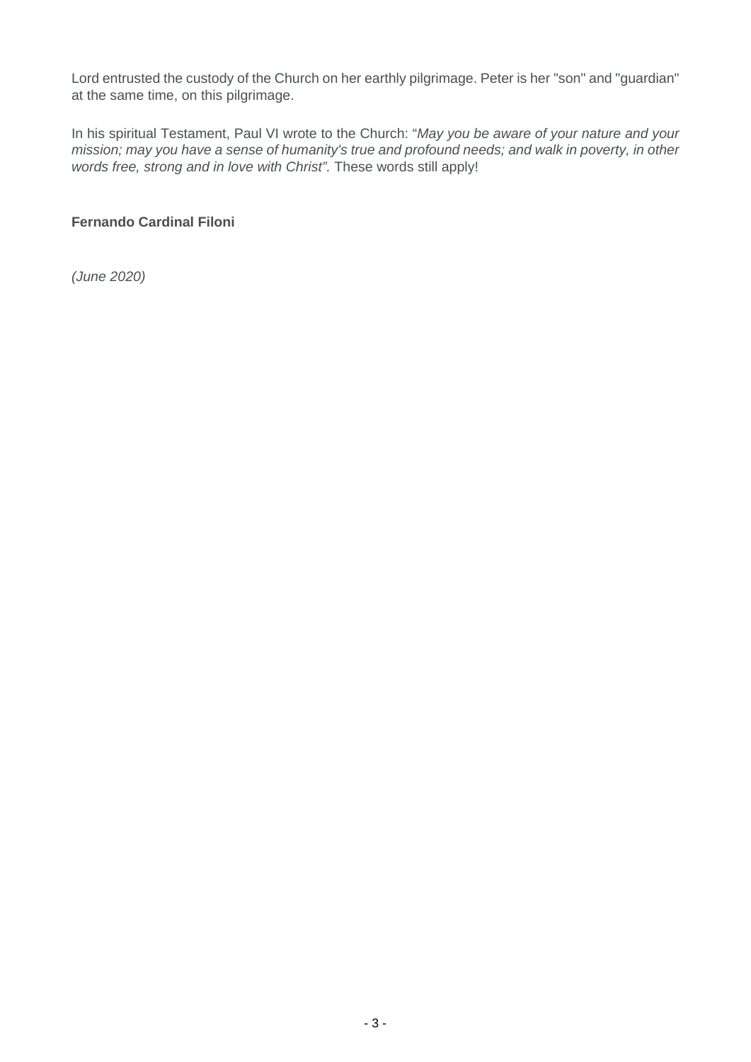Lord entrusted the custody of the Church on her earthly pilgrimage. Peter is her "son" and "guardian" at the same time, on this pilgrimage.

In his spiritual Testament, Paul VI wrote to the Church: "*May you be aware of your nature and your mission; may you have a sense of humanity's true and profound needs; and walk in poverty, in other words free, strong and in love with Christ".* These words still apply!

**Fernando Cardinal Filoni**

*(June 2020)*